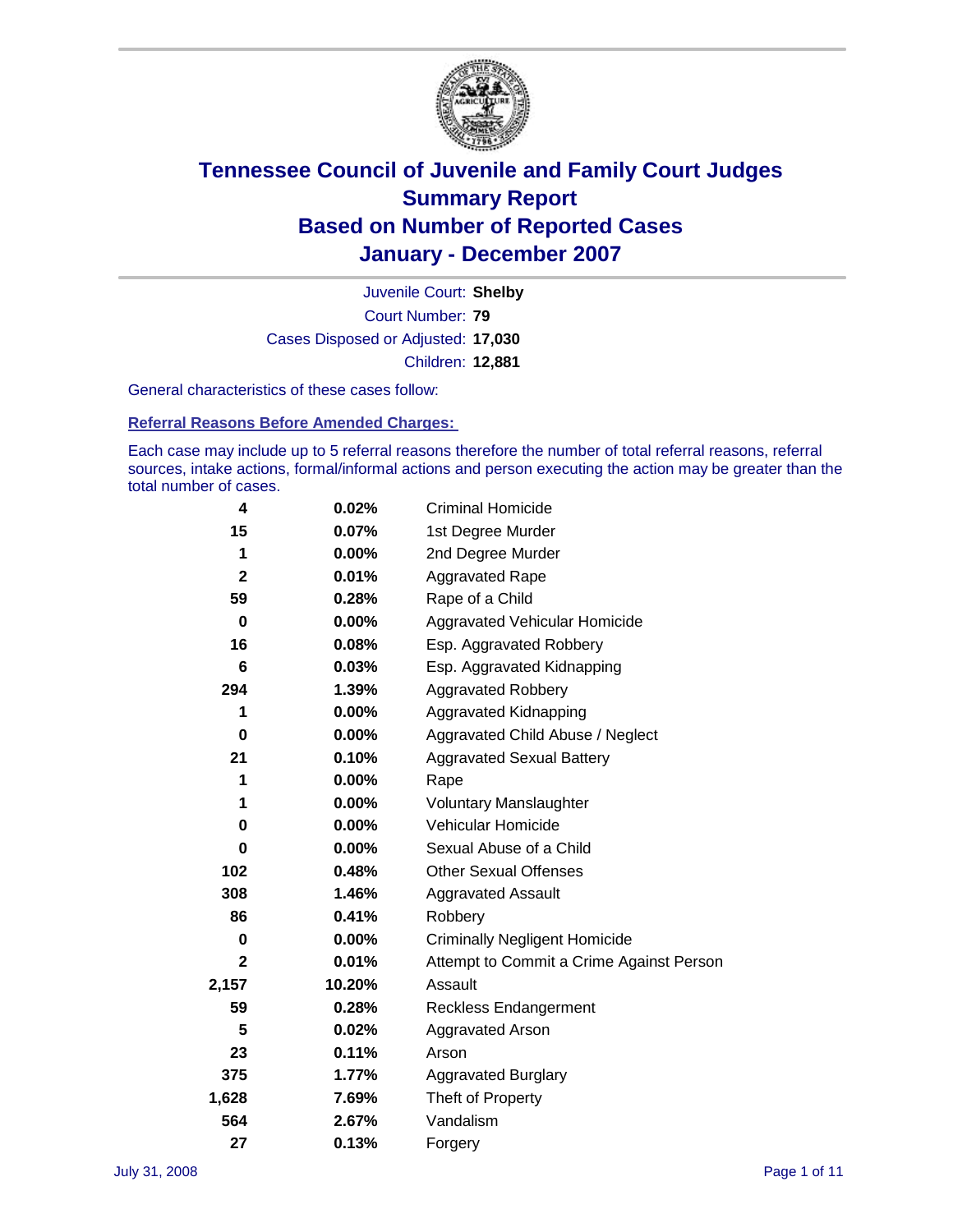# Tennessee Council of Juvenile and Family Court Judges
## Summary Report
## Based on Number of Reported Cases
## January - December 2007

Juvenile Court: **Shelby**
Court Number: **79**
Cases Disposed or Adjusted: **17,030**
Children: **12,881**

General characteristics of these cases follow:

**Referral Reasons Before Amended Charges:**

Each case may include up to 5 referral reasons therefore the number of total referral reasons, referral sources, intake actions, formal/informal actions and person executing the action may be greater than the total number of cases.

| Count | Percent | Referral Reason |
|---|---|---|
| 4 | 0.02% | Criminal Homicide |
| 15 | 0.07% | 1st Degree Murder |
| 1 | 0.00% | 2nd Degree Murder |
| 2 | 0.01% | Aggravated Rape |
| 59 | 0.28% | Rape of a Child |
| 0 | 0.00% | Aggravated Vehicular Homicide |
| 16 | 0.08% | Esp. Aggravated Robbery |
| 6 | 0.03% | Esp. Aggravated Kidnapping |
| 294 | 1.39% | Aggravated Robbery |
| 1 | 0.00% | Aggravated Kidnapping |
| 0 | 0.00% | Aggravated Child Abuse / Neglect |
| 21 | 0.10% | Aggravated Sexual Battery |
| 1 | 0.00% | Rape |
| 1 | 0.00% | Voluntary Manslaughter |
| 0 | 0.00% | Vehicular Homicide |
| 0 | 0.00% | Sexual Abuse of a Child |
| 102 | 0.48% | Other Sexual Offenses |
| 308 | 1.46% | Aggravated Assault |
| 86 | 0.41% | Robbery |
| 0 | 0.00% | Criminally Negligent Homicide |
| 2 | 0.01% | Attempt to Commit a Crime Against Person |
| 2,157 | 10.20% | Assault |
| 59 | 0.28% | Reckless Endangerment |
| 5 | 0.02% | Aggravated Arson |
| 23 | 0.11% | Arson |
| 375 | 1.77% | Aggravated Burglary |
| 1,628 | 7.69% | Theft of Property |
| 564 | 2.67% | Vandalism |
| 27 | 0.13% | Forgery |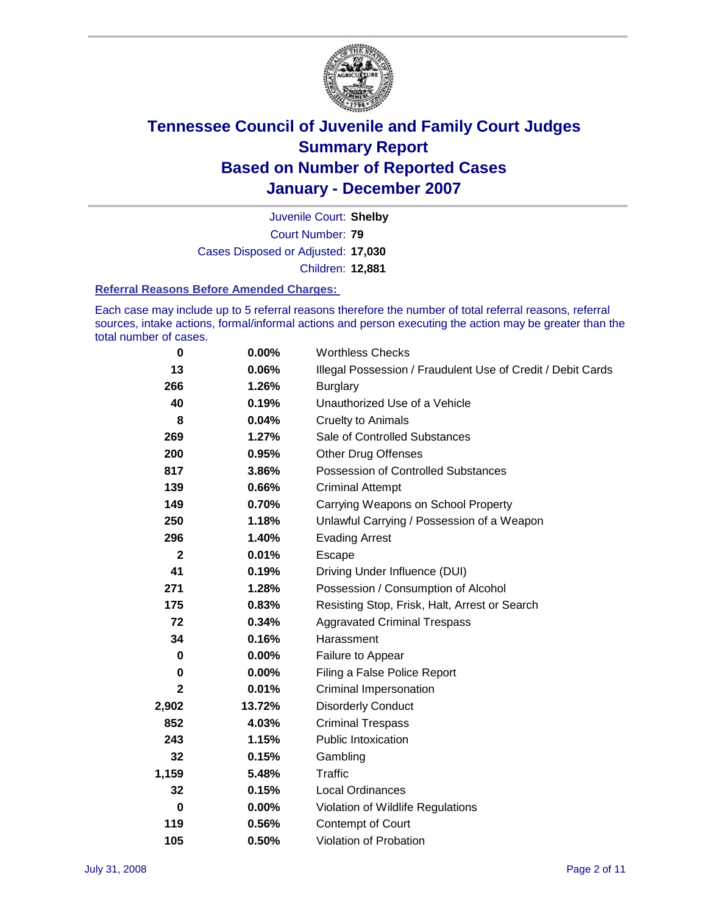# Tennessee Council of Juvenile and Family Court Judges
# Summary Report
# Based on Number of Reported Cases
# January - December 2007

Juvenile Court: **Shelby**

Court Number: **79**

Cases Disposed or Adjusted: **17,030**

Children: **12,881**

### Referral Reasons Before Amended Charges:

Each case may include up to 5 referral reasons therefore the number of total referral reasons, referral sources, intake actions, formal/informal actions and person executing the action may be greater than the total number of cases.

| Count | Percent | Referral Reason |
|---|---|---|
| 0 | 0.00% | Worthless Checks |
| 13 | 0.06% | Illegal Possession / Fraudulent Use of Credit / Debit Cards |
| 266 | 1.26% | Burglary |
| 40 | 0.19% | Unauthorized Use of a Vehicle |
| 8 | 0.04% | Cruelty to Animals |
| 269 | 1.27% | Sale of Controlled Substances |
| 200 | 0.95% | Other Drug Offenses |
| 817 | 3.86% | Possession of Controlled Substances |
| 139 | 0.66% | Criminal Attempt |
| 149 | 0.70% | Carrying Weapons on School Property |
| 250 | 1.18% | Unlawful Carrying / Possession of a Weapon |
| 296 | 1.40% | Evading Arrest |
| 2 | 0.01% | Escape |
| 41 | 0.19% | Driving Under Influence (DUI) |
| 271 | 1.28% | Possession / Consumption of Alcohol |
| 175 | 0.83% | Resisting Stop, Frisk, Halt, Arrest or Search |
| 72 | 0.34% | Aggravated Criminal Trespass |
| 34 | 0.16% | Harassment |
| 0 | 0.00% | Failure to Appear |
| 0 | 0.00% | Filing a False Police Report |
| 2 | 0.01% | Criminal Impersonation |
| 2,902 | 13.72% | Disorderly Conduct |
| 852 | 4.03% | Criminal Trespass |
| 243 | 1.15% | Public Intoxication |
| 32 | 0.15% | Gambling |
| 1,159 | 5.48% | Traffic |
| 32 | 0.15% | Local Ordinances |
| 0 | 0.00% | Violation of Wildlife Regulations |
| 119 | 0.56% | Contempt of Court |
| 105 | 0.50% | Violation of Probation |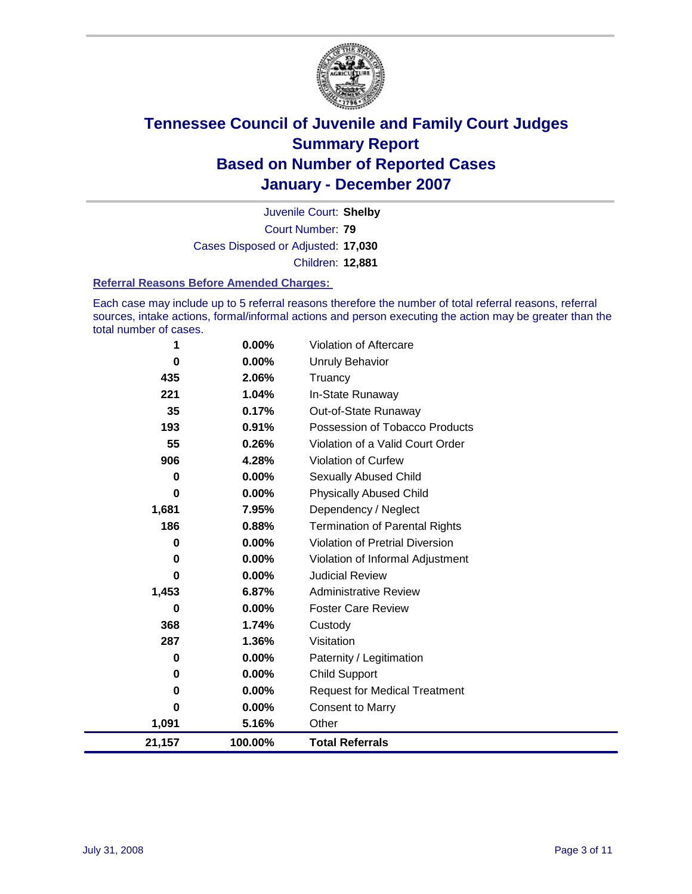# Tennessee Council of Juvenile and Family Court Judges
## Summary Report
## Based on Number of Reported Cases
## January - December 2007

Juvenile Court: **Shelby**
Court Number: **79**
Cases Disposed or Adjusted: **17,030**
Children: **12,881**

### Referral Reasons Before Amended Charges:

Each case may include up to 5 referral reasons therefore the number of total referral reasons, referral sources, intake actions, formal/informal actions and person executing the action may be greater than the total number of cases.

| Count | Percent | Referral Reason |
|---|---|---|
| 1 | 0.00% | Violation of Aftercare |
| 0 | 0.00% | Unruly Behavior |
| 435 | 2.06% | Truancy |
| 221 | 1.04% | In-State Runaway |
| 35 | 0.17% | Out-of-State Runaway |
| 193 | 0.91% | Possession of Tobacco Products |
| 55 | 0.26% | Violation of a Valid Court Order |
| 906 | 4.28% | Violation of Curfew |
| 0 | 0.00% | Sexually Abused Child |
| 0 | 0.00% | Physically Abused Child |
| 1,681 | 7.95% | Dependency / Neglect |
| 186 | 0.88% | Termination of Parental Rights |
| 0 | 0.00% | Violation of Pretrial Diversion |
| 0 | 0.00% | Violation of Informal Adjustment |
| 0 | 0.00% | Judicial Review |
| 1,453 | 6.87% | Administrative Review |
| 0 | 0.00% | Foster Care Review |
| 368 | 1.74% | Custody |
| 287 | 1.36% | Visitation |
| 0 | 0.00% | Paternity / Legitimation |
| 0 | 0.00% | Child Support |
| 0 | 0.00% | Request for Medical Treatment |
| 0 | 0.00% | Consent to Marry |
| 1,091 | 5.16% | Other |
| **21,157** | **100.00%** | **Total Referrals** |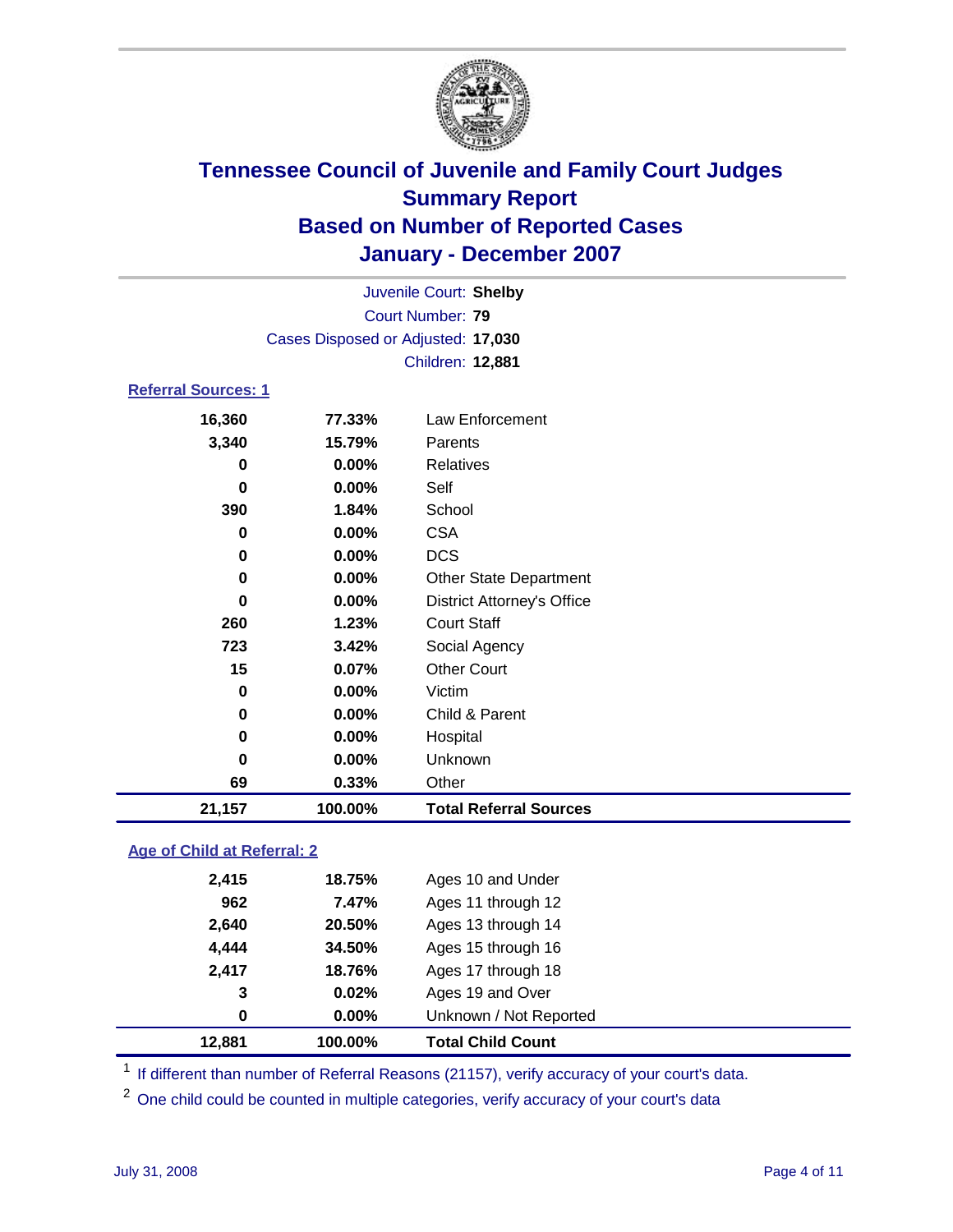# Tennessee Council of Juvenile and Family Court Judges
## Summary Report
## Based on Number of Reported Cases
## January - December 2007

Juvenile Court: **Shelby**
Court Number: **79**
Cases Disposed or Adjusted: **17,030**
Children: **12,881**

### Referral Sources: 1

| | | |
|---|---|---|
| 16,360 | 77.33% | Law Enforcement |
| 3,340 | 15.79% | Parents |
| 0 | 0.00% | Relatives |
| 0 | 0.00% | Self |
| 390 | 1.84% | School |
| 0 | 0.00% | CSA |
| 0 | 0.00% | DCS |
| 0 | 0.00% | Other State Department |
| 0 | 0.00% | District Attorney's Office |
| 260 | 1.23% | Court Staff |
| 723 | 3.42% | Social Agency |
| 15 | 0.07% | Other Court |
| 0 | 0.00% | Victim |
| 0 | 0.00% | Child & Parent |
| 0 | 0.00% | Hospital |
| 0 | 0.00% | Unknown |
| 69 | 0.33% | Other |
| **21,157** | **100.00%** | **Total Referral Sources** |

### Age of Child at Referral: 2

| | | |
|---|---|---|
| 2,415 | 18.75% | Ages 10 and Under |
| 962 | 7.47% | Ages 11 through 12 |
| 2,640 | 20.50% | Ages 13 through 14 |
| 4,444 | 34.50% | Ages 15 through 16 |
| 2,417 | 18.76% | Ages 17 through 18 |
| 3 | 0.02% | Ages 19 and Over |
| 0 | 0.00% | Unknown / Not Reported |
| **12,881** | **100.00%** | **Total Child Count** |

[1] If different than number of Referral Reasons (21157), verify accuracy of your court's data.

[2] One child could be counted in multiple categories, verify accuracy of your court's data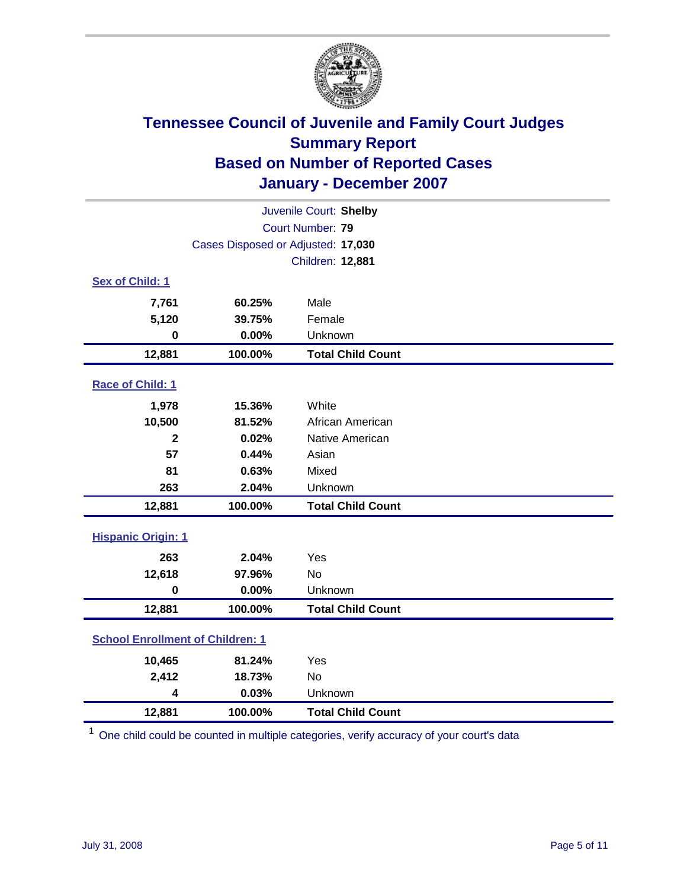# Tennessee Council of Juvenile and Family Court Judges
## Summary Report
## Based on Number of Reported Cases
## January - December 2007

Juvenile Court: **Shelby**
Court Number: **79**
Cases Disposed or Adjusted: **17,030**
Children: **12,881**

### Sex of Child: 1

| Count | Percent | Category |
|---|---|---|
| 7,761 | 60.25% | Male |
| 5,120 | 39.75% | Female |
| 0 | 0.00% | Unknown |
| **12,881** | **100.00%** | **Total Child Count** |

### Race of Child: 1

| Count | Percent | Category |
|---|---|---|
| 1,978 | 15.36% | White |
| 10,500 | 81.52% | African American |
| 2 | 0.02% | Native American |
| 57 | 0.44% | Asian |
| 81 | 0.63% | Mixed |
| 263 | 2.04% | Unknown |
| **12,881** | **100.00%** | **Total Child Count** |

### Hispanic Origin: 1

| Count | Percent | Category |
|---|---|---|
| 263 | 2.04% | Yes |
| 12,618 | 97.96% | No |
| 0 | 0.00% | Unknown |
| **12,881** | **100.00%** | **Total Child Count** |

### School Enrollment of Children: 1

| Count | Percent | Category |
|---|---|---|
| 10,465 | 81.24% | Yes |
| 2,412 | 18.73% | No |
| 4 | 0.03% | Unknown |
| **12,881** | **100.00%** | **Total Child Count** |

[1] One child could be counted in multiple categories, verify accuracy of your court's data

July 31, 2008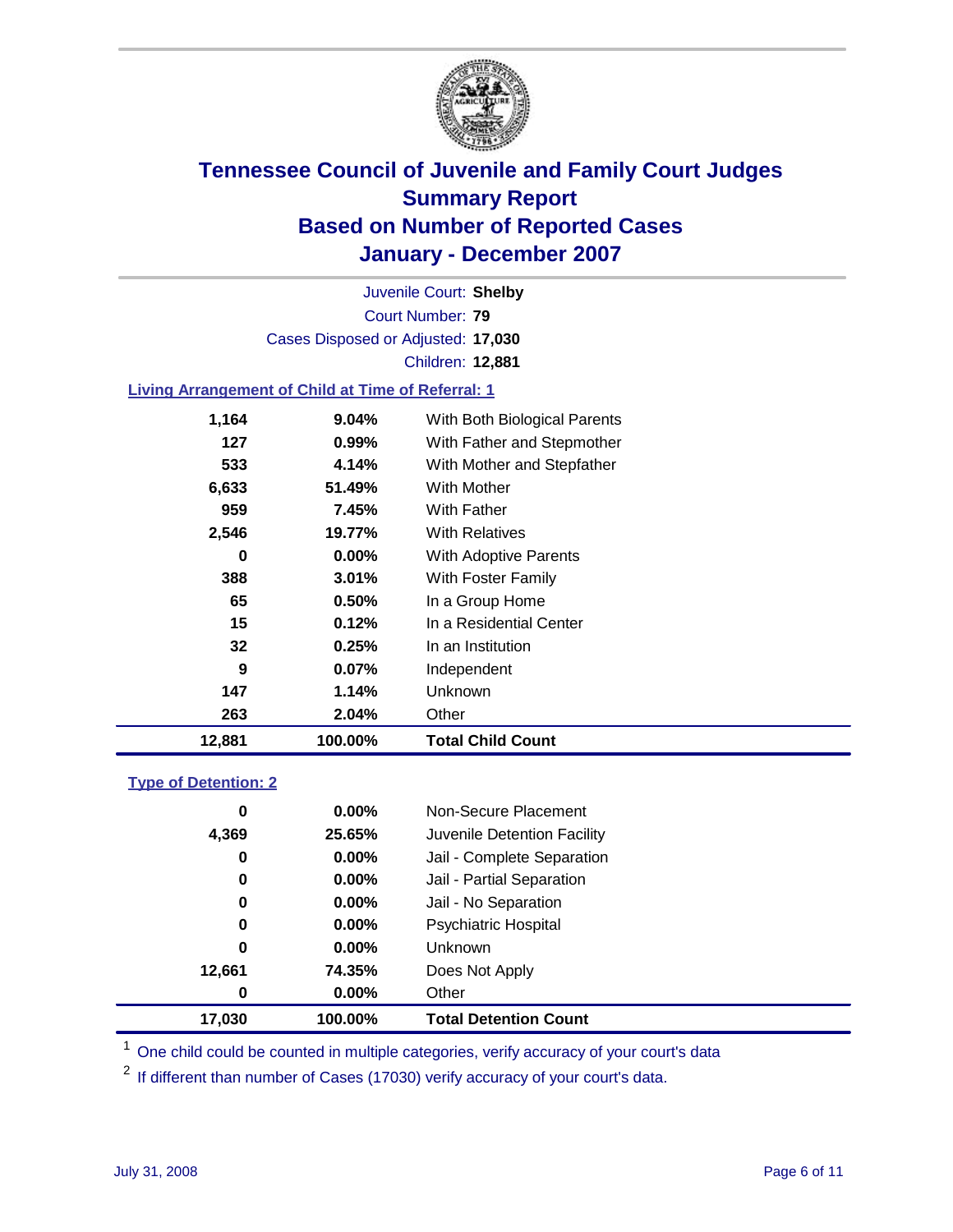# Tennessee Council of Juvenile and Family Court Judges
## Summary Report
## Based on Number of Reported Cases
## January - December 2007

Juvenile Court: **Shelby**
Court Number: **79**
Cases Disposed or Adjusted: **17,030**
Children: **12,881**

### Living Arrangement of Child at Time of Referral: 1

| Count | Percent | Category |
|---|---|---|
| 1,164 | 9.04% | With Both Biological Parents |
| 127 | 0.99% | With Father and Stepmother |
| 533 | 4.14% | With Mother and Stepfather |
| 6,633 | 51.49% | With Mother |
| 959 | 7.45% | With Father |
| 2,546 | 19.77% | With Relatives |
| 0 | 0.00% | With Adoptive Parents |
| 388 | 3.01% | With Foster Family |
| 65 | 0.50% | In a Group Home |
| 15 | 0.12% | In a Residential Center |
| 32 | 0.25% | In an Institution |
| 9 | 0.07% | Independent |
| 147 | 1.14% | Unknown |
| 263 | 2.04% | Other |
| **12,881** | **100.00%** | **Total Child Count** |

### Type of Detention: 2

| Count | Percent | Category |
|---|---|---|
| 0 | 0.00% | Non-Secure Placement |
| 4,369 | 25.65% | Juvenile Detention Facility |
| 0 | 0.00% | Jail - Complete Separation |
| 0 | 0.00% | Jail - Partial Separation |
| 0 | 0.00% | Jail - No Separation |
| 0 | 0.00% | Psychiatric Hospital |
| 0 | 0.00% | Unknown |
| 12,661 | 74.35% | Does Not Apply |
| 0 | 0.00% | Other |
| **17,030** | **100.00%** | **Total Detention Count** |

[1] One child could be counted in multiple categories, verify accuracy of your court's data

[2] If different than number of Cases (17030) verify accuracy of your court's data.

July 31, 2008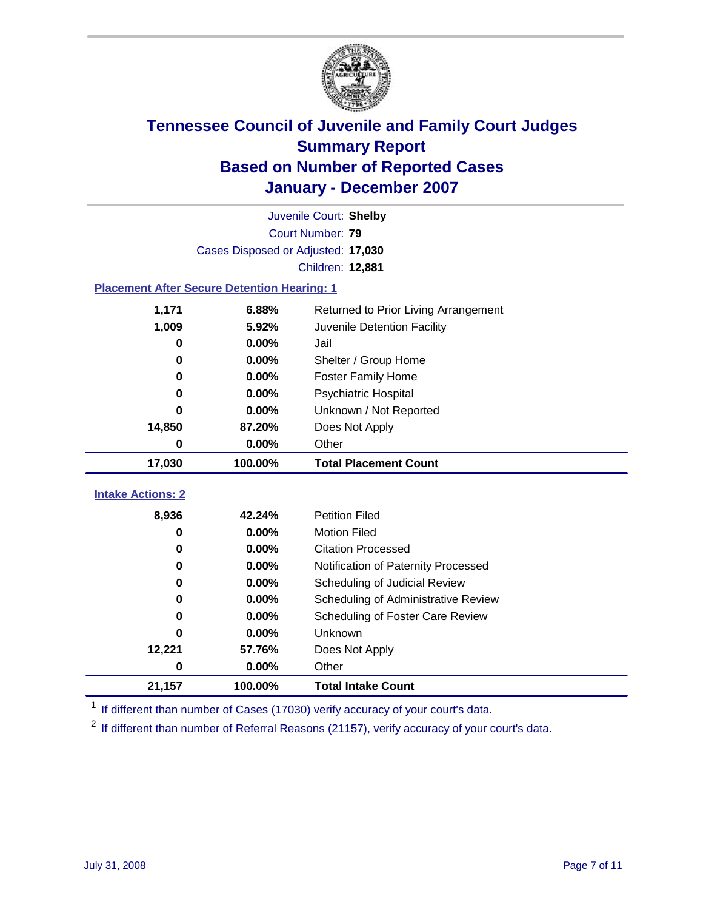# Tennessee Council of Juvenile and Family Court Judges
## Summary Report
## Based on Number of Reported Cases
## January - December 2007

Juvenile Court: **Shelby**
Court Number: **79**
Cases Disposed or Adjusted: **17,030**
Children: **12,881**

### Placement After Secure Detention Hearing: 1

| Count | Percent | Placement |
|---|---|---|
| 1,171 | 6.88% | Returned to Prior Living Arrangement |
| 1,009 | 5.92% | Juvenile Detention Facility |
| 0 | 0.00% | Jail |
| 0 | 0.00% | Shelter / Group Home |
| 0 | 0.00% | Foster Family Home |
| 0 | 0.00% | Psychiatric Hospital |
| 0 | 0.00% | Unknown / Not Reported |
| 14,850 | 87.20% | Does Not Apply |
| 0 | 0.00% | Other |
| **17,030** | **100.00%** | **Total Placement Count** |

### Intake Actions: 2

| Count | Percent | Action |
|---|---|---|
| 8,936 | 42.24% | Petition Filed |
| 0 | 0.00% | Motion Filed |
| 0 | 0.00% | Citation Processed |
| 0 | 0.00% | Notification of Paternity Processed |
| 0 | 0.00% | Scheduling of Judicial Review |
| 0 | 0.00% | Scheduling of Administrative Review |
| 0 | 0.00% | Scheduling of Foster Care Review |
| 0 | 0.00% | Unknown |
| 12,221 | 57.76% | Does Not Apply |
| 0 | 0.00% | Other |
| **21,157** | **100.00%** | **Total Intake Count** |

[1] If different than number of Cases (17030) verify accuracy of your court's data.

[2] If different than number of Referral Reasons (21157), verify accuracy of your court's data.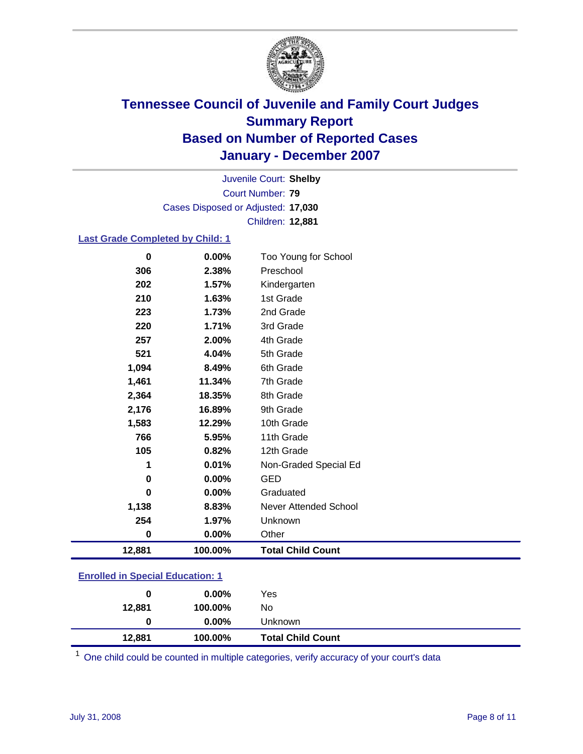# Tennessee Council of Juvenile and Family Court Judges
## Summary Report
## Based on Number of Reported Cases
## January - December 2007

Juvenile Court: **Shelby**
Court Number: **79**
Cases Disposed or Adjusted: **17,030**
Children: **12,881**

### Last Grade Completed by Child: 1

| Count | Percent | Category |
|---|---|---|
| 0 | 0.00% | Too Young for School |
| 306 | 2.38% | Preschool |
| 202 | 1.57% | Kindergarten |
| 210 | 1.63% | 1st Grade |
| 223 | 1.73% | 2nd Grade |
| 220 | 1.71% | 3rd Grade |
| 257 | 2.00% | 4th Grade |
| 521 | 4.04% | 5th Grade |
| 1,094 | 8.49% | 6th Grade |
| 1,461 | 11.34% | 7th Grade |
| 2,364 | 18.35% | 8th Grade |
| 2,176 | 16.89% | 9th Grade |
| 1,583 | 12.29% | 10th Grade |
| 766 | 5.95% | 11th Grade |
| 105 | 0.82% | 12th Grade |
| 1 | 0.01% | Non-Graded Special Ed |
| 0 | 0.00% | GED |
| 0 | 0.00% | Graduated |
| 1,138 | 8.83% | Never Attended School |
| 254 | 1.97% | Unknown |
| 0 | 0.00% | Other |
| **12,881** | **100.00%** | **Total Child Count** |

### Enrolled in Special Education: 1

| Count | Percent | Category |
|---|---|---|
| 0 | 0.00% | Yes |
| 12,881 | 100.00% | No |
| 0 | 0.00% | Unknown |
| **12,881** | **100.00%** | **Total Child Count** |

[1] One child could be counted in multiple categories, verify accuracy of your court's data

July 31, 2008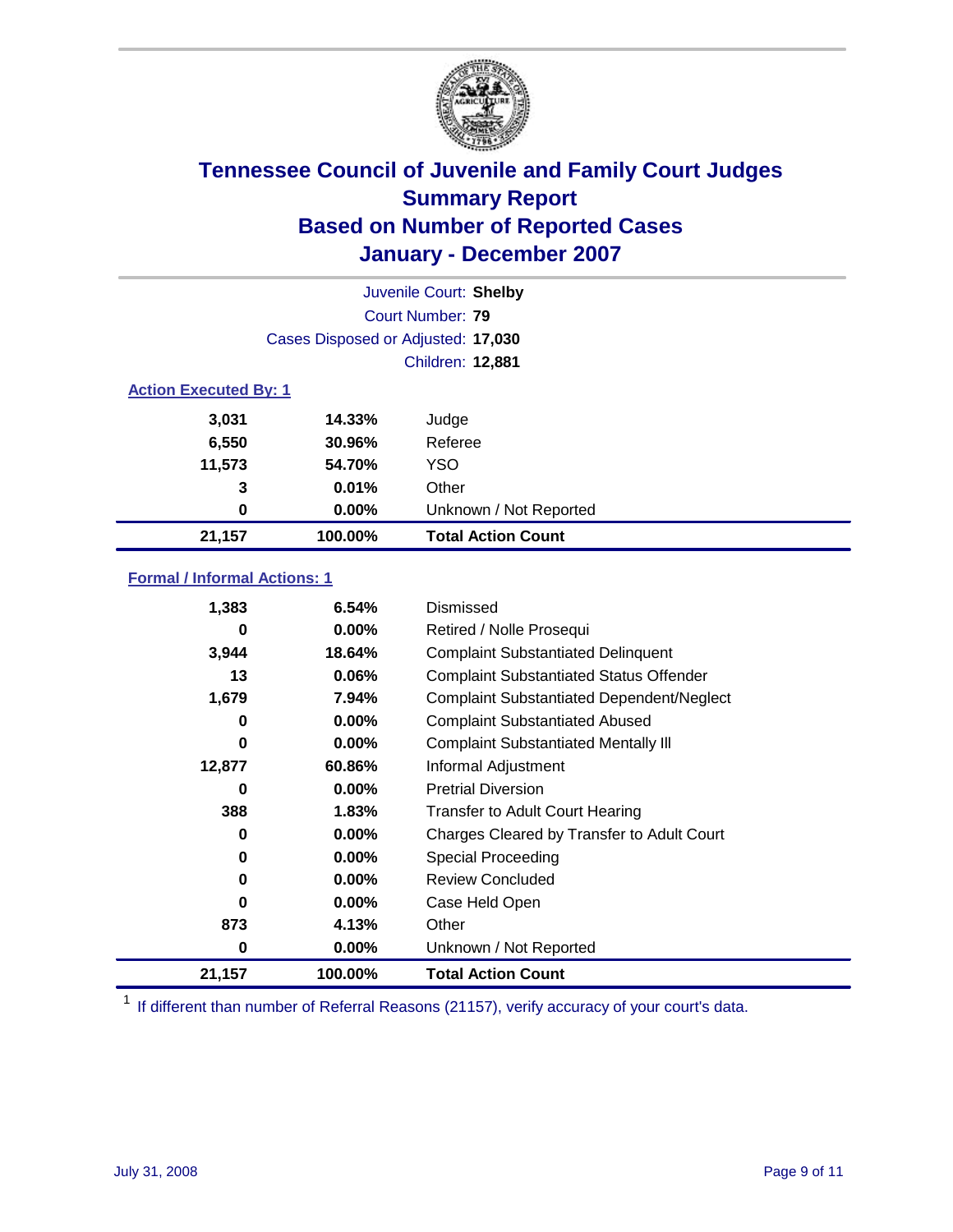# Tennessee Council of Juvenile and Family Court Judges
## Summary Report
## Based on Number of Reported Cases
## January - December 2007

Juvenile Court: **Shelby**

Court Number: **79**

Cases Disposed or Adjusted: **17,030**

Children: **12,881**

### Action Executed By: 1

| Count | Percent | Action |
|---|---|---|
| 3,031 | 14.33% | Judge |
| 6,550 | 30.96% | Referee |
| 11,573 | 54.70% | YSO |
| 3 | 0.01% | Other |
| 0 | 0.00% | Unknown / Not Reported |
| **21,157** | **100.00%** | **Total Action Count** |

### Formal / Informal Actions: 1

| Count | Percent | Action |
|---|---|---|
| 1,383 | 6.54% | Dismissed |
| 0 | 0.00% | Retired / Nolle Prosequi |
| 3,944 | 18.64% | Complaint Substantiated Delinquent |
| 13 | 0.06% | Complaint Substantiated Status Offender |
| 1,679 | 7.94% | Complaint Substantiated Dependent/Neglect |
| 0 | 0.00% | Complaint Substantiated Abused |
| 0 | 0.00% | Complaint Substantiated Mentally Ill |
| 12,877 | 60.86% | Informal Adjustment |
| 0 | 0.00% | Pretrial Diversion |
| 388 | 1.83% | Transfer to Adult Court Hearing |
| 0 | 0.00% | Charges Cleared by Transfer to Adult Court |
| 0 | 0.00% | Special Proceeding |
| 0 | 0.00% | Review Concluded |
| 0 | 0.00% | Case Held Open |
| 873 | 4.13% | Other |
| 0 | 0.00% | Unknown / Not Reported |
| **21,157** | **100.00%** | **Total Action Count** |

[1] If different than number of Referral Reasons (21157), verify accuracy of your court's data.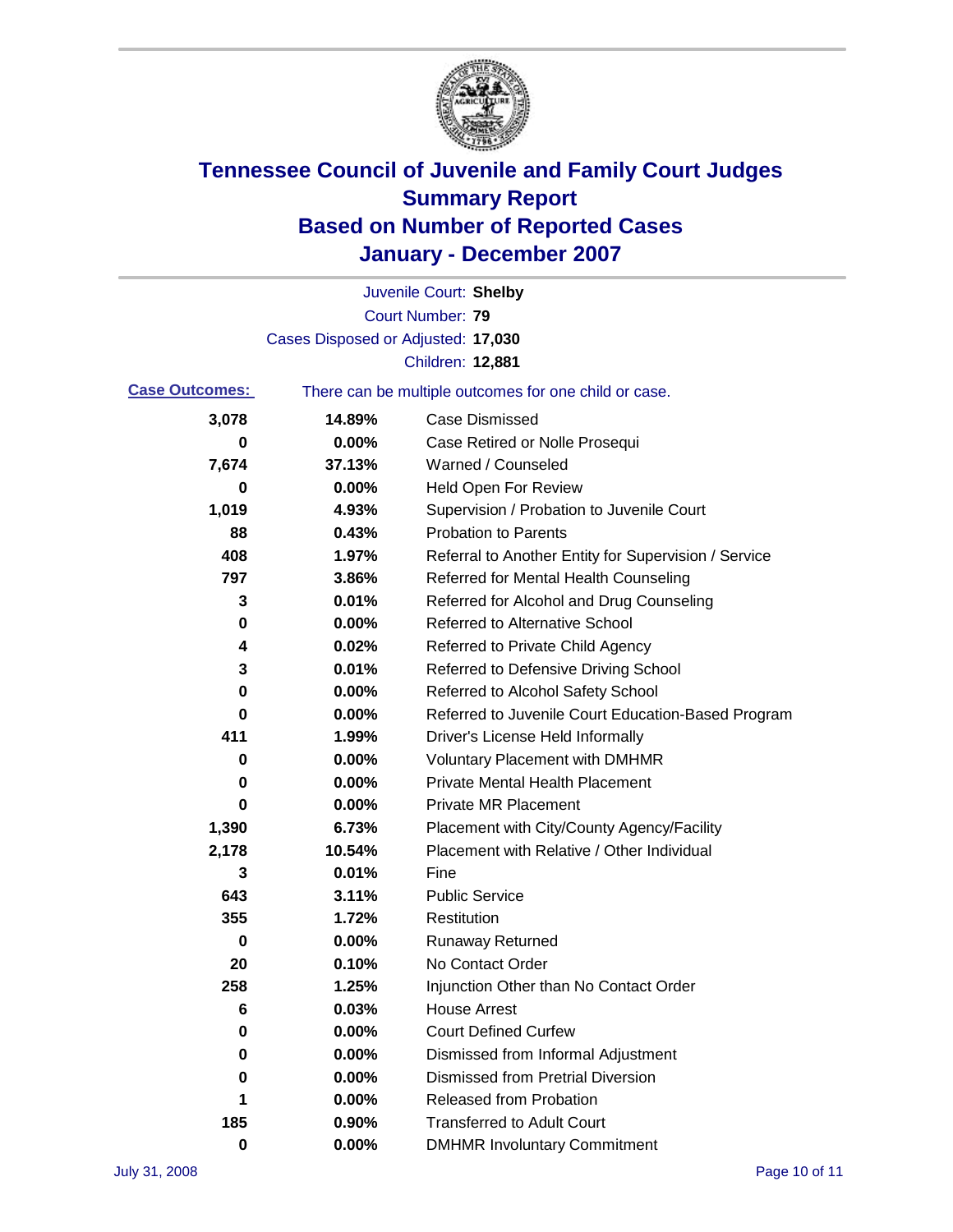# Tennessee Council of Juvenile and Family Court Judges
## Summary Report
## Based on Number of Reported Cases
## January - December 2007

Juvenile Court: **Shelby**
Court Number: **79**
Cases Disposed or Adjusted: **17,030**
Children: **12,881**

**Case Outcomes:** There can be multiple outcomes for one child or case.

| Count | Percent | Outcome |
|---|---|---|
| 3,078 | 14.89% | Case Dismissed |
| 0 | 0.00% | Case Retired or Nolle Prosequi |
| 7,674 | 37.13% | Warned / Counseled |
| 0 | 0.00% | Held Open For Review |
| 1,019 | 4.93% | Supervision / Probation to Juvenile Court |
| 88 | 0.43% | Probation to Parents |
| 408 | 1.97% | Referral to Another Entity for Supervision / Service |
| 797 | 3.86% | Referred for Mental Health Counseling |
| 3 | 0.01% | Referred for Alcohol and Drug Counseling |
| 0 | 0.00% | Referred to Alternative School |
| 4 | 0.02% | Referred to Private Child Agency |
| 3 | 0.01% | Referred to Defensive Driving School |
| 0 | 0.00% | Referred to Alcohol Safety School |
| 0 | 0.00% | Referred to Juvenile Court Education-Based Program |
| 411 | 1.99% | Driver's License Held Informally |
| 0 | 0.00% | Voluntary Placement with DMHMR |
| 0 | 0.00% | Private Mental Health Placement |
| 0 | 0.00% | Private MR Placement |
| 1,390 | 6.73% | Placement with City/County Agency/Facility |
| 2,178 | 10.54% | Placement with Relative / Other Individual |
| 3 | 0.01% | Fine |
| 643 | 3.11% | Public Service |
| 355 | 1.72% | Restitution |
| 0 | 0.00% | Runaway Returned |
| 20 | 0.10% | No Contact Order |
| 258 | 1.25% | Injunction Other than No Contact Order |
| 6 | 0.03% | House Arrest |
| 0 | 0.00% | Court Defined Curfew |
| 0 | 0.00% | Dismissed from Informal Adjustment |
| 0 | 0.00% | Dismissed from Pretrial Diversion |
| 1 | 0.00% | Released from Probation |
| 185 | 0.90% | Transferred to Adult Court |
| 0 | 0.00% | DMHMR Involuntary Commitment |

July 31, 2008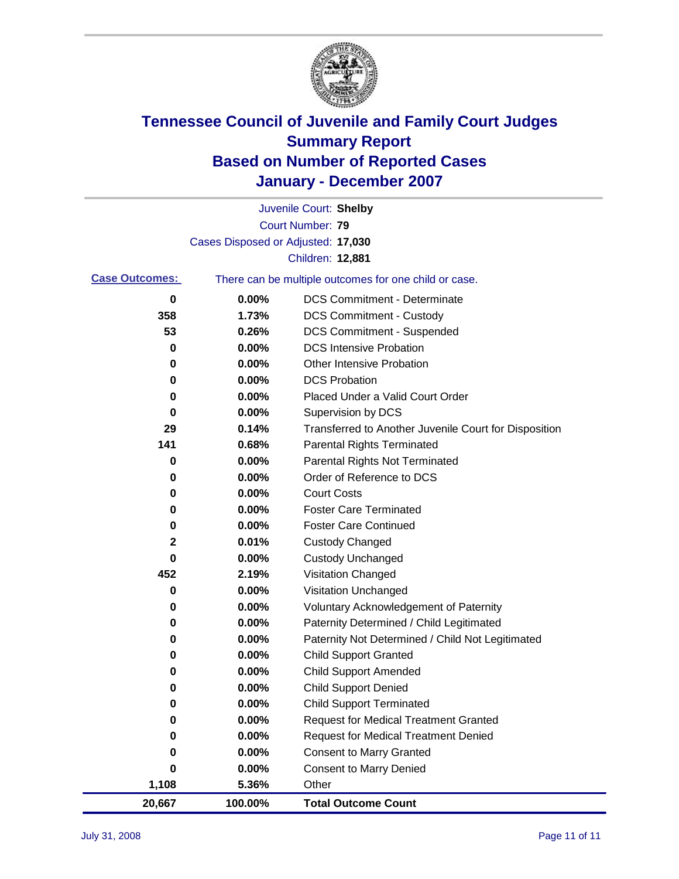# Tennessee Council of Juvenile and Family Court Judges
# Summary Report
# Based on Number of Reported Cases
# January - December 2007

Juvenile Court: **Shelby**
Court Number: **79**
Cases Disposed or Adjusted: **17,030**
Children: **12,881**

**Case Outcomes:** There can be multiple outcomes for one child or case.

| | | |
|---|---|---|
| 0 | 0.00% | DCS Commitment - Determinate |
| 358 | 1.73% | DCS Commitment - Custody |
| 53 | 0.26% | DCS Commitment - Suspended |
| 0 | 0.00% | DCS Intensive Probation |
| 0 | 0.00% | Other Intensive Probation |
| 0 | 0.00% | DCS Probation |
| 0 | 0.00% | Placed Under a Valid Court Order |
| 0 | 0.00% | Supervision by DCS |
| 29 | 0.14% | Transferred to Another Juvenile Court for Disposition |
| 141 | 0.68% | Parental Rights Terminated |
| 0 | 0.00% | Parental Rights Not Terminated |
| 0 | 0.00% | Order of Reference to DCS |
| 0 | 0.00% | Court Costs |
| 0 | 0.00% | Foster Care Terminated |
| 0 | 0.00% | Foster Care Continued |
| 2 | 0.01% | Custody Changed |
| 0 | 0.00% | Custody Unchanged |
| 452 | 2.19% | Visitation Changed |
| 0 | 0.00% | Visitation Unchanged |
| 0 | 0.00% | Voluntary Acknowledgement of Paternity |
| 0 | 0.00% | Paternity Determined / Child Legitimated |
| 0 | 0.00% | Paternity Not Determined / Child Not Legitimated |
| 0 | 0.00% | Child Support Granted |
| 0 | 0.00% | Child Support Amended |
| 0 | 0.00% | Child Support Denied |
| 0 | 0.00% | Child Support Terminated |
| 0 | 0.00% | Request for Medical Treatment Granted |
| 0 | 0.00% | Request for Medical Treatment Denied |
| 0 | 0.00% | Consent to Marry Granted |
| 0 | 0.00% | Consent to Marry Denied |
| 1,108 | 5.36% | Other |
| **20,667** | **100.00%** | **Total Outcome Count** |